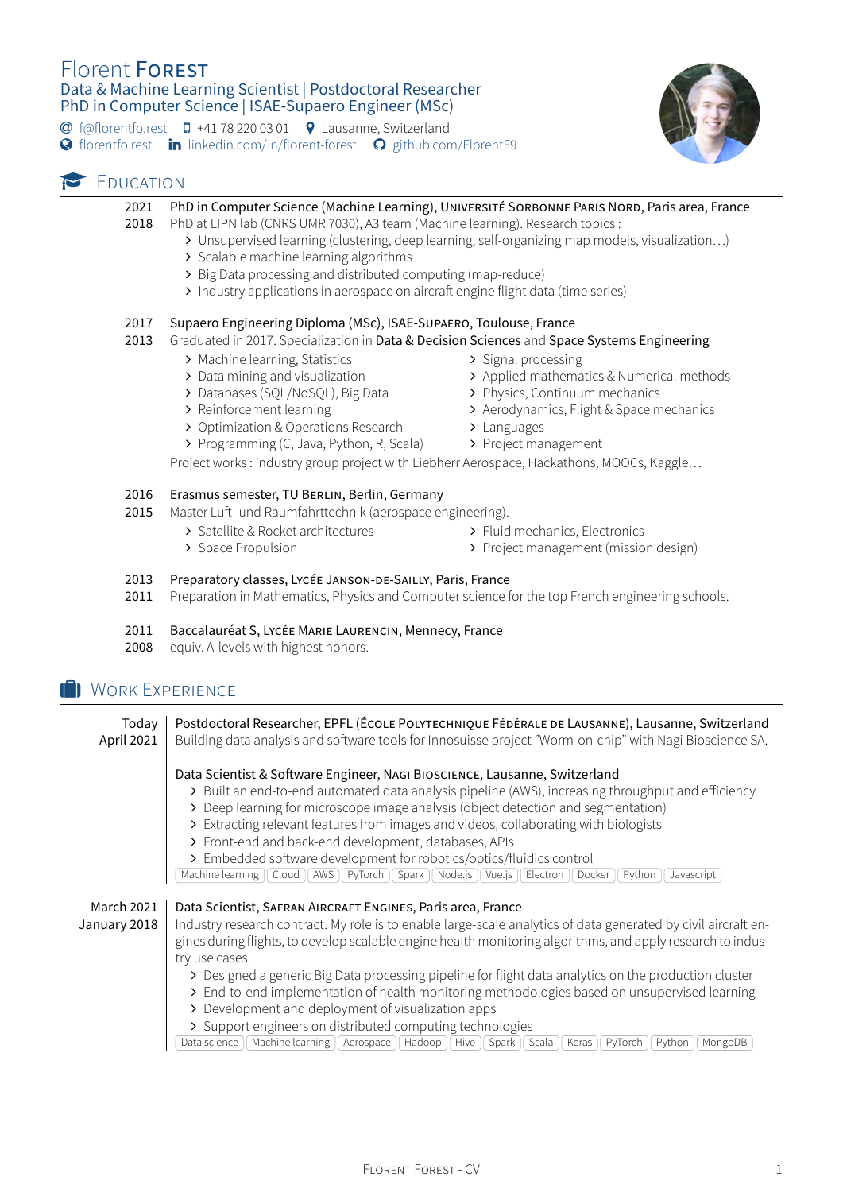# Florent Forest

## Data & Machine Learning Scientist | Postdoctoral Researcher
## PhD in Computer Science | ISAE-Supaero Engineer (MSc)

f@florentfo.rest | +41 78 220 03 01 | Lausanne, Switzerland
florentfo.rest | linkedin.com/in/florent-forest | github.com/FlorentF9

## Education

**2021 – 2018** — **PhD in Computer Science (Machine Learning), Université Sorbonne Paris Nord, Paris area, France**
PhD at LIPN lab (CNRS UMR 7030), A3 team (Machine learning). Research topics :
- Unsupervised learning (clustering, deep learning, self-organizing map models, visualization…)
- Scalable machine learning algorithms
- Big Data processing and distributed computing (map-reduce)
- Industry applications in aerospace on aircraft engine flight data (time series)

**2017 – 2013** — **Supaero Engineering Diploma (MSc), ISAE-Supaero, Toulouse, France**
Graduated in 2017. Specialization in **Data & Decision Sciences** and **Space Systems Engineering**
- Machine learning, Statistics
- Data mining and visualization
- Databases (SQL/NoSQL), Big Data
- Reinforcement learning
- Optimization & Operations Research
- Programming (C, Java, Python, R, Scala)
- Signal processing
- Applied mathematics & Numerical methods
- Physics, Continuum mechanics
- Aerodynamics, Flight & Space mechanics
- Languages
- Project management

Project works : industry group project with Liebherr Aerospace, Hackathons, MOOCs, Kaggle…

**2016 – 2015** — **Erasmus semester, TU Berlin, Berlin, Germany**
Master Luft- und Raumfahrttechnik (aerospace engineering).
- Satellite & Rocket architectures
- Space Propulsion
- Fluid mechanics, Electronics
- Project management (mission design)

**2013 – 2011** — **Preparatory classes, Lycée Janson-de-Sailly, Paris, France**
Preparation in Mathematics, Physics and Computer science for the top French engineering schools.

**2011 – 2008** — **Baccalauréat S, Lycée Marie Laurencin, Mennecy, France**
equiv. A-levels with highest honors.

## Work Experience

**Today – April 2021** — **Postdoctoral Researcher, EPFL (École Polytechnique Fédérale de Lausanne), Lausanne, Switzerland**
Building data analysis and software tools for Innosuisse project "Worm-on-chip" with Nagi Bioscience SA.

**Data Scientist & Software Engineer, Nagi Bioscience, Lausanne, Switzerland**
- Built an end-to-end automated data analysis pipeline (AWS), increasing throughput and efficiency
- Deep learning for microscope image analysis (object detection and segmentation)
- Extracting relevant features from images and videos, collaborating with biologists
- Front-end and back-end development, databases, APIs
- Embedded software development for robotics/optics/fluidics control

Machine learning | Cloud | AWS | PyTorch | Spark | Node.js | Vue.js | Electron | Docker | Python | Javascript

**March 2021 – January 2018** — **Data Scientist, Safran Aircraft Engines, Paris area, France**
Industry research contract. My role is to enable large-scale analytics of data generated by civil aircraft engines during flights, to develop scalable engine health monitoring algorithms, and apply research to industry use cases.
- Designed a generic Big Data processing pipeline for flight data analytics on the production cluster
- End-to-end implementation of health monitoring methodologies based on unsupervised learning
- Development and deployment of visualization apps
- Support engineers on distributed computing technologies

Data science | Machine learning | Aerospace | Hadoop | Hive | Spark | Scala | Keras | PyTorch | Python | MongoDB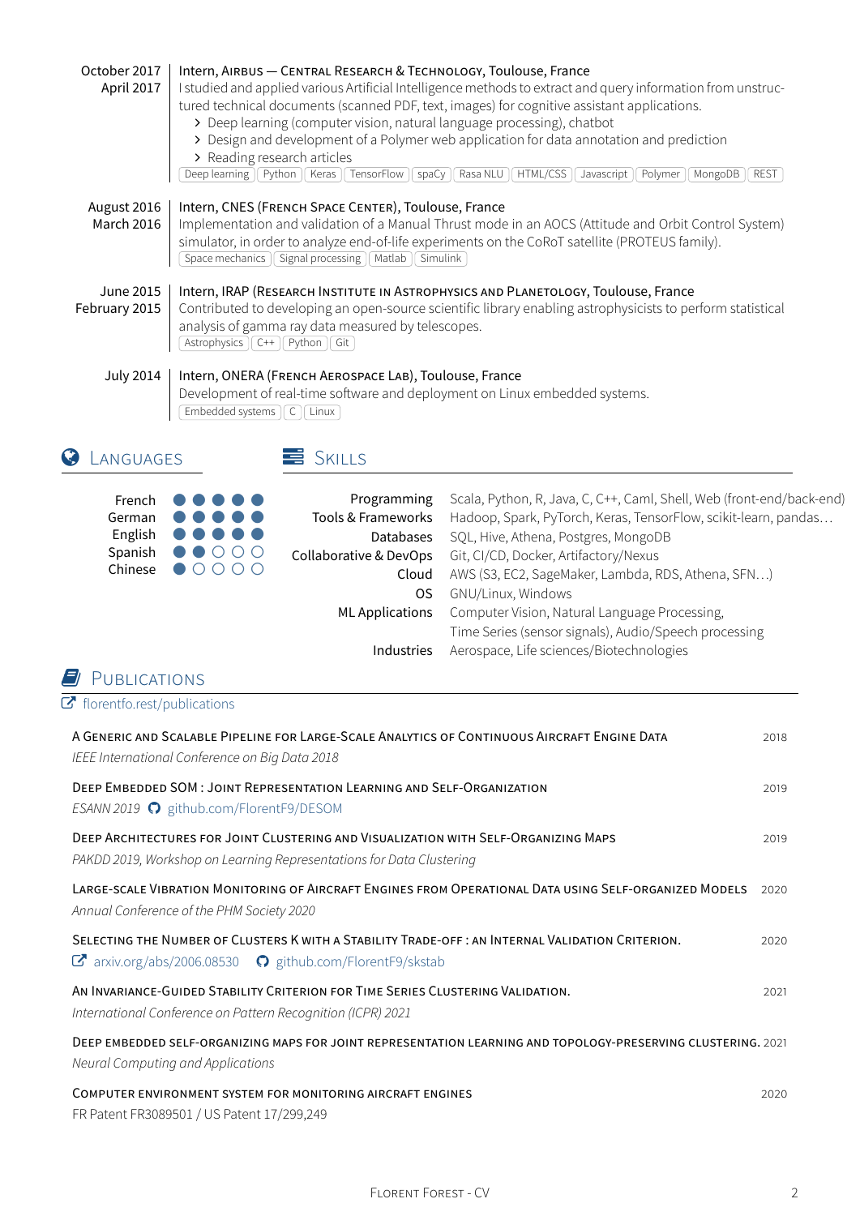**October 2017 – April 2017** | **Intern, Airbus — Central Research & Technology, Toulouse, France**

I studied and applied various Artificial Intelligence methods to extract and query information from unstructured technical documents (scanned PDF, text, images) for cognitive assistant applications.

- Deep learning (computer vision, natural language processing), chatbot
- Design and development of a Polymer web application for data annotation and prediction
- Reading research articles

`Deep learning` `Python` `Keras` `TensorFlow` `spaCy` `Rasa NLU` `HTML/CSS` `Javascript` `Polymer` `MongoDB` `REST`

**August 2016 – March 2016** | **Intern, CNES (French Space Center), Toulouse, France**

Implementation and validation of a Manual Thrust mode in an AOCS (Attitude and Orbit Control System) simulator, in order to analyze end-of-life experiments on the CoRoT satellite (PROTEUS family).

`Space mechanics` `Signal processing` `Matlab` `Simulink`

**June 2015 – February 2015** | **Intern, IRAP (Research Institute in Astrophysics and Planetology, Toulouse, France**

Contributed to developing an open-source scientific library enabling astrophysicists to perform statistical analysis of gamma ray data measured by telescopes.

`Astrophysics` `C++` `Python` `Git`

**July 2014** | **Intern, ONERA (French Aerospace Lab), Toulouse, France**

Development of real-time software and deployment on Linux embedded systems.

`Embedded systems` `C` `Linux`

## Languages

| Language | Level |
|---|---|
| French | ●●●●● |
| German | ●●●●● |
| English | ●●●●● |
| Spanish | ●●○○○ |
| Chinese | ●○○○○ |

## Skills

| | |
|---|---|
| Programming | Scala, Python, R, Java, C, C++, Caml, Shell, Web (front-end/back-end) |
| Tools & Frameworks | Hadoop, Spark, PyTorch, Keras, TensorFlow, scikit-learn, pandas… |
| Databases | SQL, Hive, Athena, Postgres, MongoDB |
| Collaborative & DevOps | Git, CI/CD, Docker, Artifactory/Nexus |
| Cloud | AWS (S3, EC2, SageMaker, Lambda, RDS, Athena, SFN…) |
| OS | GNU/Linux, Windows |
| ML Applications | Computer Vision, Natural Language Processing, Time Series (sensor signals), Audio/Speech processing |
| Industries | Aerospace, Life sciences/Biotechnologies |

## Publications

florentfo.rest/publications

**A Generic and Scalable Pipeline for Large-Scale Analytics of Continuous Aircraft Engine Data** — 2018
*IEEE International Conference on Big Data 2018*

**Deep Embedded SOM : Joint Representation Learning and Self-Organization** — 2019
*ESANN 2019* github.com/FlorentF9/DESOM

**Deep Architectures for Joint Clustering and Visualization with Self-Organizing Maps** — 2019
*PAKDD 2019, Workshop on Learning Representations for Data Clustering*

**Large-scale Vibration Monitoring of Aircraft Engines from Operational Data using Self-organized Models** — 2020
*Annual Conference of the PHM Society 2020*

**Selecting the Number of Clusters K with a Stability Trade-off : an Internal Validation Criterion.** — 2020
arxiv.org/abs/2006.08530 github.com/FlorentF9/skstab

**An Invariance-Guided Stability Criterion for Time Series Clustering Validation.** — 2021
*International Conference on Pattern Recognition (ICPR) 2021*

**Deep embedded self-organizing maps for joint representation learning and topology-preserving clustering.** — 2021
*Neural Computing and Applications*

**Computer environment system for monitoring aircraft engines** — 2020
FR Patent FR3089501 / US Patent 17/299,249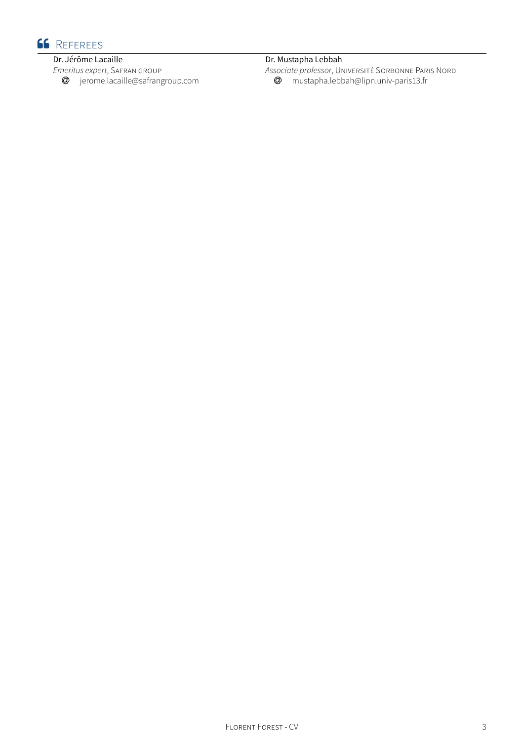## Referees

**Dr. Jérôme Lacaille**
*Emeritus expert*, Safran group
@ jerome.lacaille@safrangroup.com

**Dr. Mustapha Lebbah**
*Associate professor*, Université Sorbonne Paris Nord
@ mustapha.lebbah@lipn.univ-paris13.fr